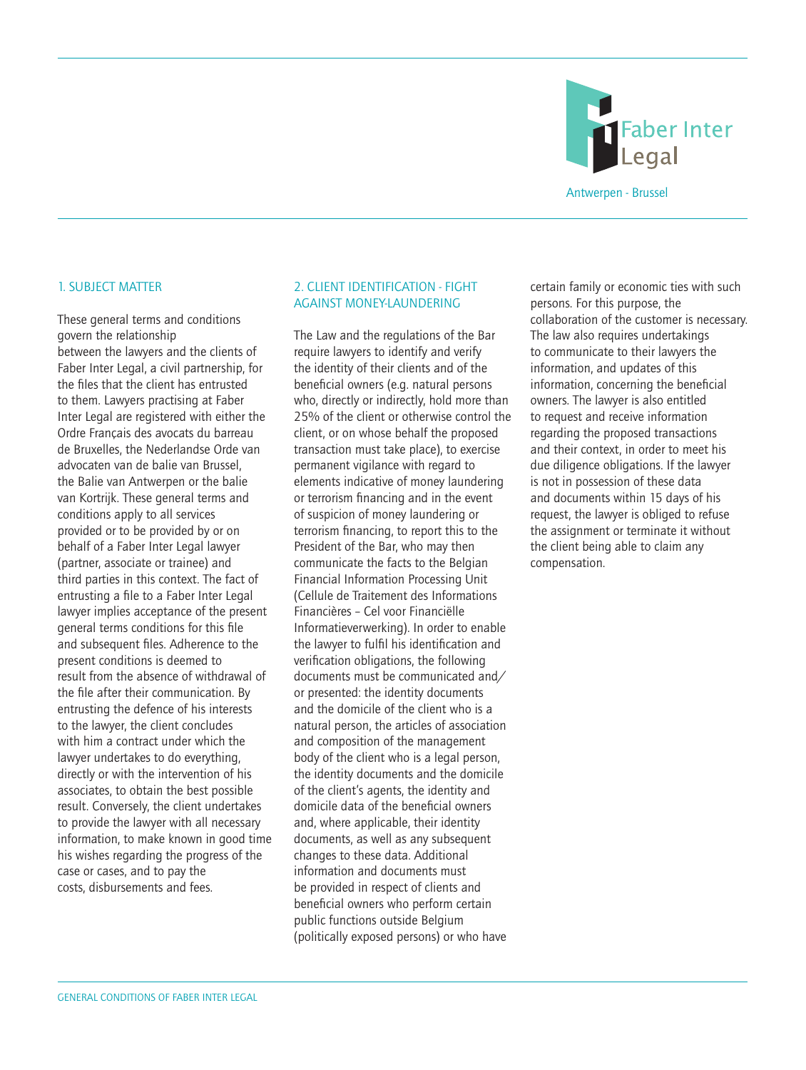Faber Inter Legal

Antwerpen - Brussel

## 1. SUBJECT MATTER

These general terms and conditions govern the relationship between the lawyers and the clients of Faber Inter Legal, a civil partnership, for the files that the client has entrusted to them. Lawyers practising at Faber Inter Legal are registered with either the Ordre Français des avocats du barreau de Bruxelles, the Nederlandse Orde van advocaten van de balie van Brussel, the Balie van Antwerpen or the balie van Kortrijk. These general terms and conditions apply to all services provided or to be provided by or on behalf of a Faber Inter Legal lawyer (partner, associate or trainee) and third parties in this context. The fact of entrusting a file to a Faber Inter Legal lawyer implies acceptance of the present general terms conditions for this file and subsequent files. Adherence to the present conditions is deemed to result from the absence of withdrawal of the file after their communication. By entrusting the defence of his interests to the lawyer, the client concludes with him a contract under which the lawyer undertakes to do everything, directly or with the intervention of his associates, to obtain the best possible result. Conversely, the client undertakes to provide the lawyer with all necessary information, to make known in good time his wishes regarding the progress of the case or cases, and to pay the costs, disbursements and fees.

## 2. CLIENT IDENTIFICATION - FIGHT AGAINST MONEY-LAUNDERING

The Law and the regulations of the Bar require lawyers to identify and verify the identity of their clients and of the beneficial owners (e.g. natural persons who, directly or indirectly, hold more than 25% of the client or otherwise control the client, or on whose behalf the proposed transaction must take place), to exercise permanent vigilance with regard to elements indicative of money laundering or terrorism financing and in the event of suspicion of money laundering or terrorism financing, to report this to the President of the Bar, who may then communicate the facts to the Belgian Financial Information Processing Unit (Cellule de Traitement des Informations Financières – Cel voor Financiële Informatieverwerking). In order to enable the lawyer to fulfil his identification and verification obligations, the following documents must be communicated and/or presented: the identity documents and the domicile of the client who is a natural person, the articles of association and composition of the management body of the client who is a legal person, the identity documents and the domicile of the client's agents, the identity and domicile data of the beneficial owners and, where applicable, their identity documents, as well as any subsequent changes to these data. Additional information and documents must be provided in respect of clients and beneficial owners who perform certain public functions outside Belgium (politically exposed persons) or who have certain family or economic ties with such persons. For this purpose, the collaboration of the customer is necessary. The law also requires undertakings to communicate to their lawyers the information, and updates of this information, concerning the beneficial owners. The lawyer is also entitled to request and receive information regarding the proposed transactions and their context, in order to meet his due diligence obligations. If the lawyer is not in possession of these data and documents within 15 days of his request, the lawyer is obliged to refuse the assignment or terminate it without the client being able to claim any compensation.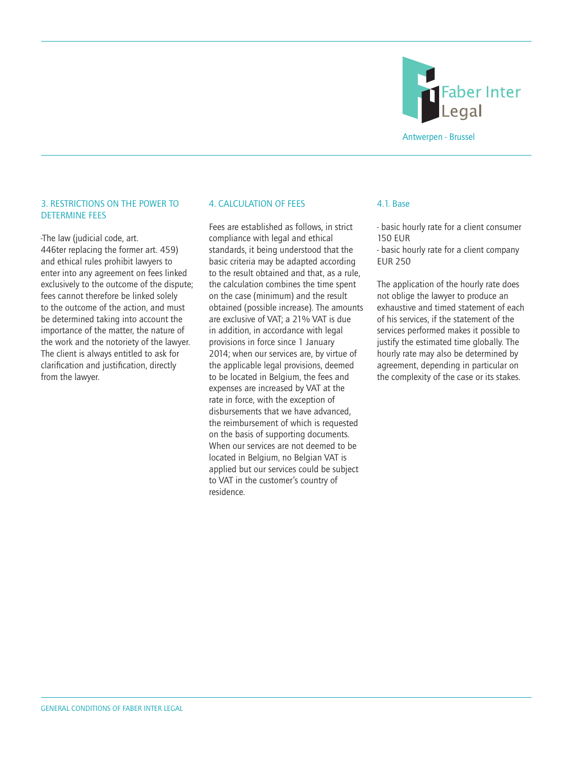## 3. RESTRICTIONS ON THE POWER TO DETERMINE FEES

-The law (judicial code, art. 446ter replacing the former art. 459) and ethical rules prohibit lawyers to enter into any agreement on fees linked exclusively to the outcome of the dispute; fees cannot therefore be linked solely to the outcome of the action, and must be determined taking into account the importance of the matter, the nature of the work and the notoriety of the lawyer. The client is always entitled to ask for clarification and justification, directly from the lawyer.

## 4. CALCULATION OF FEES

Fees are established as follows, in strict compliance with legal and ethical standards, it being understood that the basic criteria may be adapted according to the result obtained and that, as a rule, the calculation combines the time spent on the case (minimum) and the result obtained (possible increase). The amounts are exclusive of VAT; a 21% VAT is due in addition, in accordance with legal provisions in force since 1 January 2014; when our services are, by virtue of the applicable legal provisions, deemed to be located in Belgium, the fees and expenses are increased by VAT at the rate in force, with the exception of disbursements that we have advanced, the reimbursement of which is requested on the basis of supporting documents. When our services are not deemed to be located in Belgium, no Belgian VAT is applied but our services could be subject to VAT in the customer's country of residence.

### 4.1. Base

- basic hourly rate for a client consumer 150 EUR
- basic hourly rate for a client company EUR 250

The application of the hourly rate does not oblige the lawyer to produce an exhaustive and timed statement of each of his services, if the statement of the services performed makes it possible to justify the estimated time globally. The hourly rate may also be determined by agreement, depending in particular on the complexity of the case or its stakes.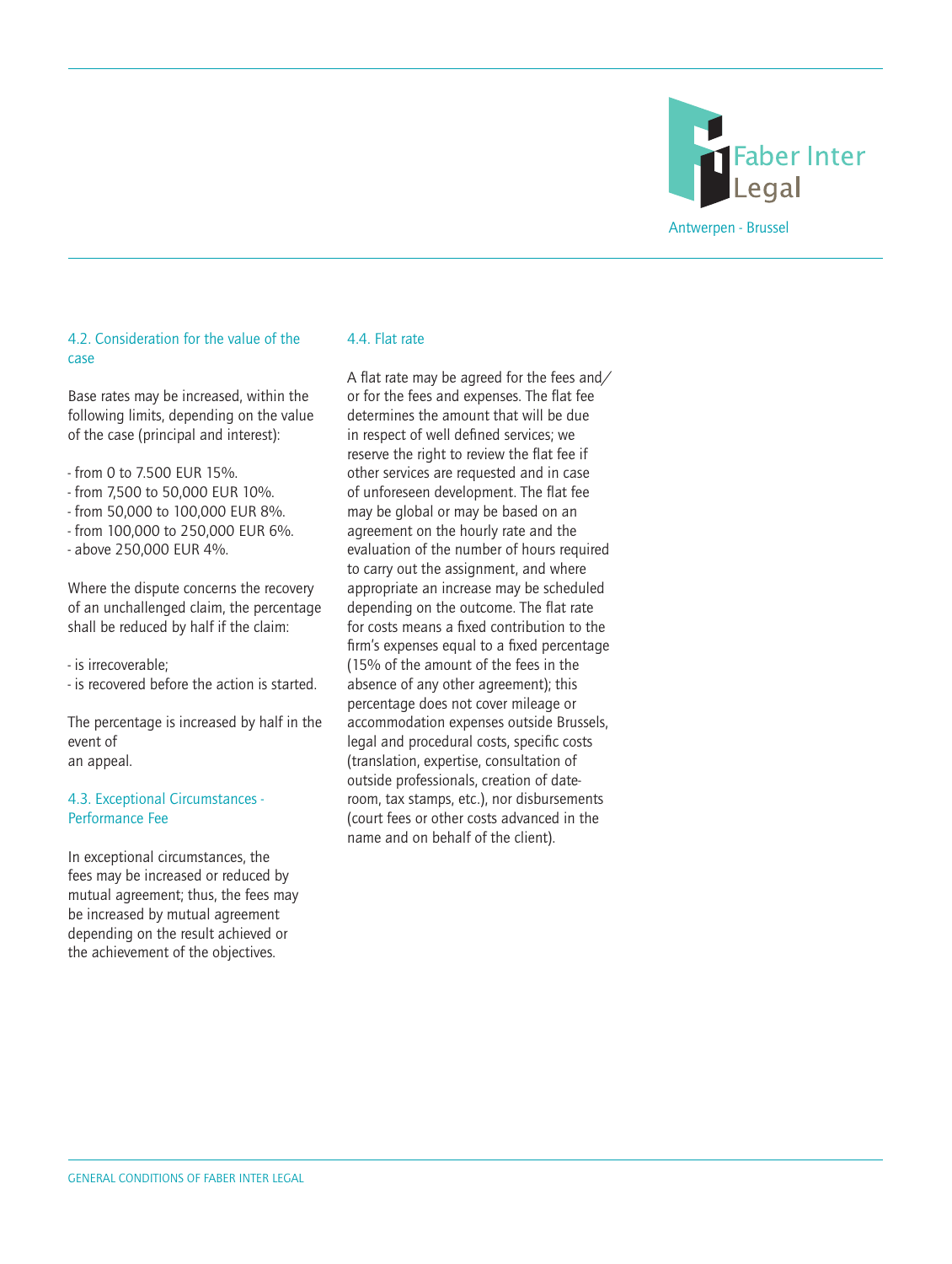### 4.2. Consideration for the value of the case

Base rates may be increased, within the following limits, depending on the value of the case (principal and interest):

- from 0 to 7.500 EUR 15%.
- from 7,500 to 50,000 EUR 10%.
- from 50,000 to 100,000 EUR 8%.
- from 100,000 to 250,000 EUR 6%.
- above 250,000 EUR 4%.

Where the dispute concerns the recovery of an unchallenged claim, the percentage shall be reduced by half if the claim:

- is irrecoverable;
- is recovered before the action is started.

The percentage is increased by half in the event of an appeal.

### 4.3. Exceptional Circumstances - Performance Fee

In exceptional circumstances, the fees may be increased or reduced by mutual agreement; thus, the fees may be increased by mutual agreement depending on the result achieved or the achievement of the objectives.

### 4.4. Flat rate

A flat rate may be agreed for the fees and/or for the fees and expenses. The flat fee determines the amount that will be due in respect of well defined services; we reserve the right to review the flat fee if other services are requested and in case of unforeseen development. The flat fee may be global or may be based on an agreement on the hourly rate and the evaluation of the number of hours required to carry out the assignment, and where appropriate an increase may be scheduled depending on the outcome. The flat rate for costs means a fixed contribution to the firm's expenses equal to a fixed percentage (15% of the amount of the fees in the absence of any other agreement); this percentage does not cover mileage or accommodation expenses outside Brussels, legal and procedural costs, specific costs (translation, expertise, consultation of outside professionals, creation of date-room, tax stamps, etc.), nor disbursements (court fees or other costs advanced in the name and on behalf of the client).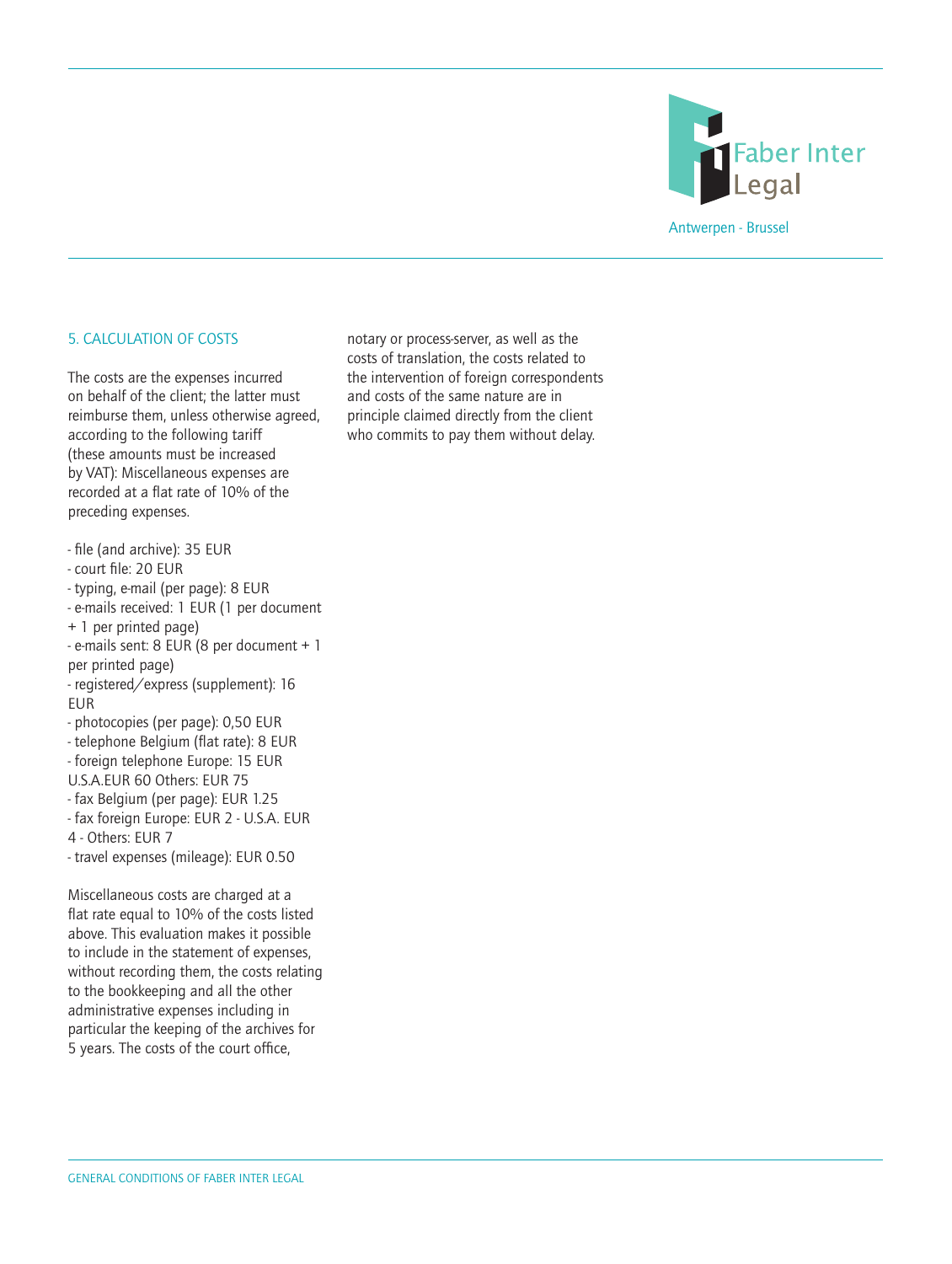## 5. CALCULATION OF COSTS

The costs are the expenses incurred on behalf of the client; the latter must reimburse them, unless otherwise agreed, according to the following tariff (these amounts must be increased by VAT): Miscellaneous expenses are recorded at a flat rate of 10% of the preceding expenses.

- file (and archive): 35 EUR
- court file: 20 EUR
- typing, e-mail (per page): 8 EUR
- e-mails received: 1 EUR (1 per document + 1 per printed page)
- e-mails sent: 8 EUR (8 per document + 1 per printed page)
- registered/express (supplement): 16 EUR
- photocopies (per page): 0,50 EUR
- telephone Belgium (flat rate): 8 EUR
- foreign telephone Europe: 15 EUR U.S.A.EUR 60 Others: EUR 75
- fax Belgium (per page): EUR 1.25
- fax foreign Europe: EUR 2 - U.S.A. EUR 4 - Others: EUR 7
- travel expenses (mileage): EUR 0.50

Miscellaneous costs are charged at a flat rate equal to 10% of the costs listed above. This evaluation makes it possible to include in the statement of expenses, without recording them, the costs relating to the bookkeeping and all the other administrative expenses including in particular the keeping of the archives for 5 years. The costs of the court office, notary or process-server, as well as the costs of translation, the costs related to the intervention of foreign correspondents and costs of the same nature are in principle claimed directly from the client who commits to pay them without delay.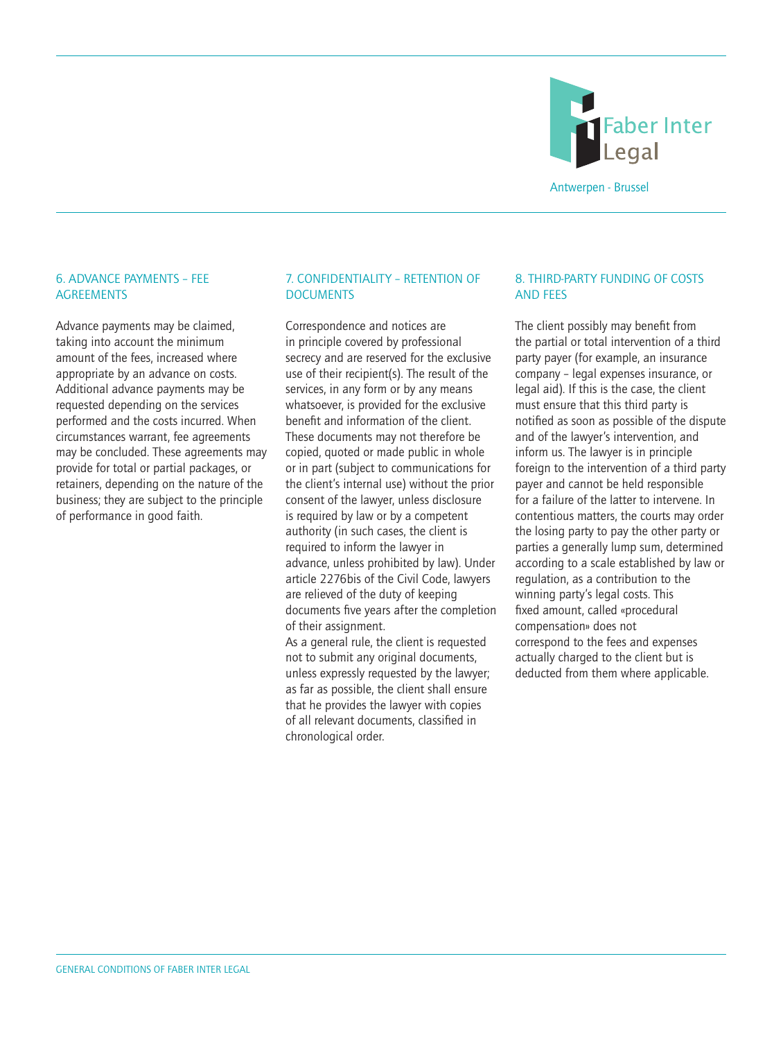## 6. ADVANCE PAYMENTS – FEE AGREEMENTS

Advance payments may be claimed, taking into account the minimum amount of the fees, increased where appropriate by an advance on costs. Additional advance payments may be requested depending on the services performed and the costs incurred. When circumstances warrant, fee agreements may be concluded. These agreements may provide for total or partial packages, or retainers, depending on the nature of the business; they are subject to the principle of performance in good faith.

## 7. CONFIDENTIALITY – RETENTION OF DOCUMENTS

Correspondence and notices are in principle covered by professional secrecy and are reserved for the exclusive use of their recipient(s). The result of the services, in any form or by any means whatsoever, is provided for the exclusive benefit and information of the client. These documents may not therefore be copied, quoted or made public in whole or in part (subject to communications for the client's internal use) without the prior consent of the lawyer, unless disclosure is required by law or by a competent authority (in such cases, the client is required to inform the lawyer in advance, unless prohibited by law). Under article 2276bis of the Civil Code, lawyers are relieved of the duty of keeping documents five years after the completion of their assignment.

As a general rule, the client is requested not to submit any original documents, unless expressly requested by the lawyer; as far as possible, the client shall ensure that he provides the lawyer with copies of all relevant documents, classified in chronological order.

## 8. THIRD-PARTY FUNDING OF COSTS AND FEES

The client possibly may benefit from the partial or total intervention of a third party payer (for example, an insurance company – legal expenses insurance, or legal aid). If this is the case, the client must ensure that this third party is notified as soon as possible of the dispute and of the lawyer's intervention, and inform us. The lawyer is in principle foreign to the intervention of a third party payer and cannot be held responsible for a failure of the latter to intervene. In contentious matters, the courts may order the losing party to pay the other party or parties a generally lump sum, determined according to a scale established by law or regulation, as a contribution to the winning party's legal costs. This fixed amount, called «procedural compensation» does not correspond to the fees and expenses actually charged to the client but is deducted from them where applicable.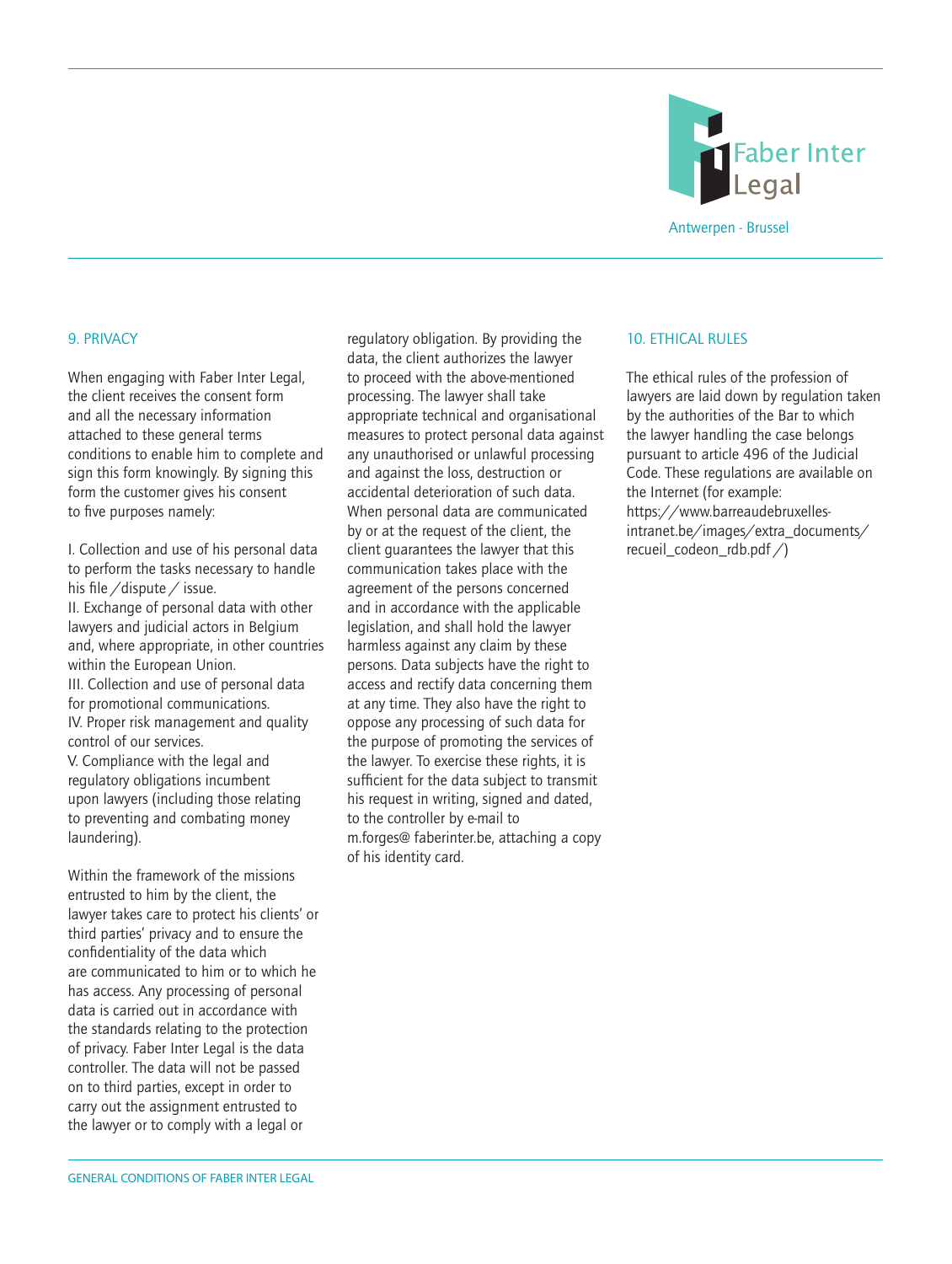## 9. PRIVACY

When engaging with Faber Inter Legal, the client receives the consent form and all the necessary information attached to these general terms conditions to enable him to complete and sign this form knowingly. By signing this form the customer gives his consent to five purposes namely:

I. Collection and use of his personal data to perform the tasks necessary to handle his file / dispute / issue.
II. Exchange of personal data with other lawyers and judicial actors in Belgium and, where appropriate, in other countries within the European Union.
III. Collection and use of personal data for promotional communications.
IV. Proper risk management and quality control of our services.
V. Compliance with the legal and regulatory obligations incumbent upon lawyers (including those relating to preventing and combating money laundering).

Within the framework of the missions entrusted to him by the client, the lawyer takes care to protect his clients' or third parties' privacy and to ensure the confidentiality of the data which are communicated to him or to which he has access. Any processing of personal data is carried out in accordance with the standards relating to the protection of privacy. Faber Inter Legal is the data controller. The data will not be passed on to third parties, except in order to carry out the assignment entrusted to the lawyer or to comply with a legal or regulatory obligation. By providing the data, the client authorizes the lawyer to proceed with the above-mentioned processing. The lawyer shall take appropriate technical and organisational measures to protect personal data against any unauthorised or unlawful processing and against the loss, destruction or accidental deterioration of such data. When personal data are communicated by or at the request of the client, the client guarantees the lawyer that this communication takes place with the agreement of the persons concerned and in accordance with the applicable legislation, and shall hold the lawyer harmless against any claim by these persons. Data subjects have the right to access and rectify data concerning them at any time. They also have the right to oppose any processing of such data for the purpose of promoting the services of the lawyer. To exercise these rights, it is sufficient for the data subject to transmit his request in writing, signed and dated, to the controller by e-mail to m.forges@ faberinter.be, attaching a copy of his identity card.

## 10. ETHICAL RULES

The ethical rules of the profession of lawyers are laid down by regulation taken by the authorities of the Bar to which the lawyer handling the case belongs pursuant to article 496 of the Judicial Code. These regulations are available on the Internet (for example: https://www.barreaudebruxelles-intranet.be/images/extra_documents/recueil_codeon_rdb.pdf /)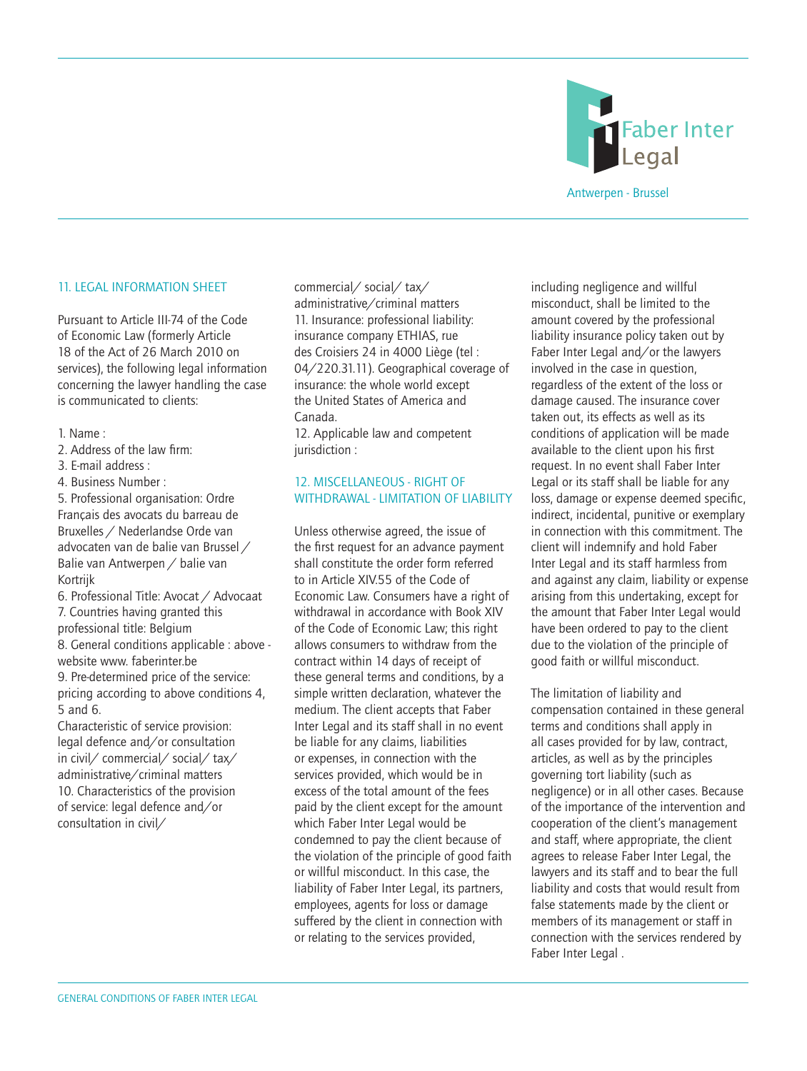## 11. LEGAL INFORMATION SHEET

Pursuant to Article III-74 of the Code of Economic Law (formerly Article 18 of the Act of 26 March 2010 on services), the following legal information concerning the lawyer handling the case is communicated to clients:

1. Name :
2. Address of the law firm:
3. E-mail address :
4. Business Number :
5. Professional organisation: Ordre Français des avocats du barreau de Bruxelles / Nederlandse Orde van advocaten van de balie van Brussel / Balie van Antwerpen / balie van Kortrijk
6. Professional Title: Avocat / Advocaat
7. Countries having granted this professional title: Belgium
8. General conditions applicable : above - website www. faberinter.be
9. Pre-determined price of the service: pricing according to above conditions 4, 5 and 6.

Characteristic of service provision: legal defence and/or consultation in civil/ commercial/ social/ tax/ administrative/criminal matters

10. Characteristics of the provision of service: legal defence and/or consultation in civil/ commercial/ social/ tax/ administrative/criminal matters
11. Insurance: professional liability: insurance company ETHIAS, rue des Croisiers 24 in 4000 Liège (tel : 04/220.31.11). Geographical coverage of insurance: the whole world except the United States of America and Canada.
12. Applicable law and competent jurisdiction :

## 12. MISCELLANEOUS - RIGHT OF WITHDRAWAL - LIMITATION OF LIABILITY

Unless otherwise agreed, the issue of the first request for an advance payment shall constitute the order form referred to in Article XIV.55 of the Code of Economic Law. Consumers have a right of withdrawal in accordance with Book XIV of the Code of Economic Law; this right allows consumers to withdraw from the contract within 14 days of receipt of these general terms and conditions, by a simple written declaration, whatever the medium. The client accepts that Faber Inter Legal and its staff shall in no event be liable for any claims, liabilities or expenses, in connection with the services provided, which would be in excess of the total amount of the fees paid by the client except for the amount which Faber Inter Legal would be condemned to pay the client because of the violation of the principle of good faith or willful misconduct. In this case, the liability of Faber Inter Legal, its partners, employees, agents for loss or damage suffered by the client in connection with or relating to the services provided, including negligence and willful misconduct, shall be limited to the amount covered by the professional liability insurance policy taken out by Faber Inter Legal and/or the lawyers involved in the case in question, regardless of the extent of the loss or damage caused. The insurance cover taken out, its effects as well as its conditions of application will be made available to the client upon his first request. In no event shall Faber Inter Legal or its staff shall be liable for any loss, damage or expense deemed specific, indirect, incidental, punitive or exemplary in connection with this commitment. The client will indemnify and hold Faber Inter Legal and its staff harmless from and against any claim, liability or expense arising from this undertaking, except for the amount that Faber Inter Legal would have been ordered to pay to the client due to the violation of the principle of good faith or willful misconduct.

The limitation of liability and compensation contained in these general terms and conditions shall apply in all cases provided for by law, contract, articles, as well as by the principles governing tort liability (such as negligence) or in all other cases. Because of the importance of the intervention and cooperation of the client's management and staff, where appropriate, the client agrees to release Faber Inter Legal, the lawyers and its staff and to bear the full liability and costs that would result from false statements made by the client or members of its management or staff in connection with the services rendered by Faber Inter Legal .